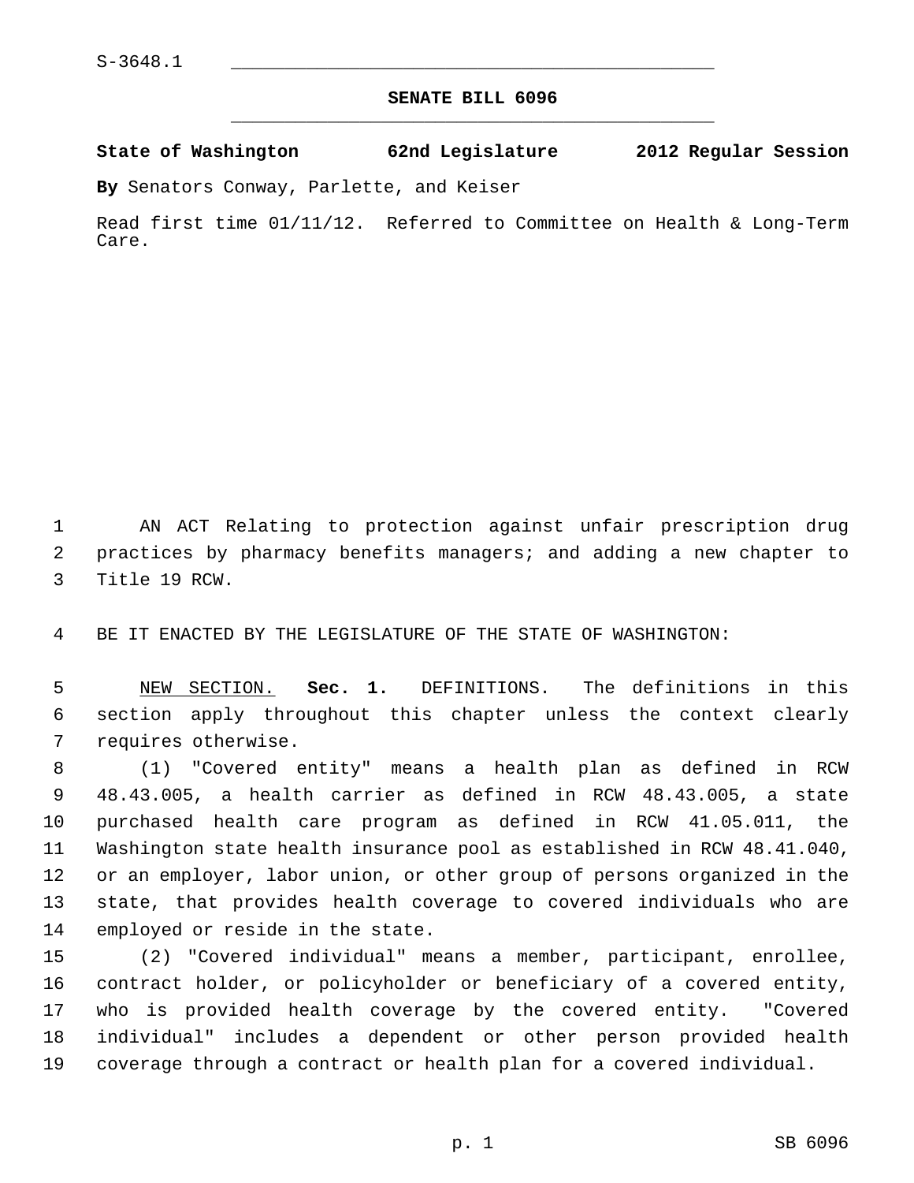S-3648.1

# SENATE BILL 6096

**State of Washington 62nd Legislature 2012 Regular Session**

**By** Senators Conway, Parlette, and Keiser

Read first time 01/11/12. Referred to Committee on Health & Long-Term Care.

AN ACT Relating to protection against unfair prescription drug practices by pharmacy benefits managers; and adding a new chapter to Title 19 RCW.

BE IT ENACTED BY THE LEGISLATURE OF THE STATE OF WASHINGTON:

NEW SECTION. **Sec. 1.** DEFINITIONS. The definitions in this section apply throughout this chapter unless the context clearly requires otherwise.

(1) "Covered entity" means a health plan as defined in RCW 48.43.005, a health carrier as defined in RCW 48.43.005, a state purchased health care program as defined in RCW 41.05.011, the Washington state health insurance pool as established in RCW 48.41.040, or an employer, labor union, or other group of persons organized in the state, that provides health coverage to covered individuals who are employed or reside in the state.

(2) "Covered individual" means a member, participant, enrollee, contract holder, or policyholder or beneficiary of a covered entity, who is provided health coverage by the covered entity. "Covered individual" includes a dependent or other person provided health coverage through a contract or health plan for a covered individual.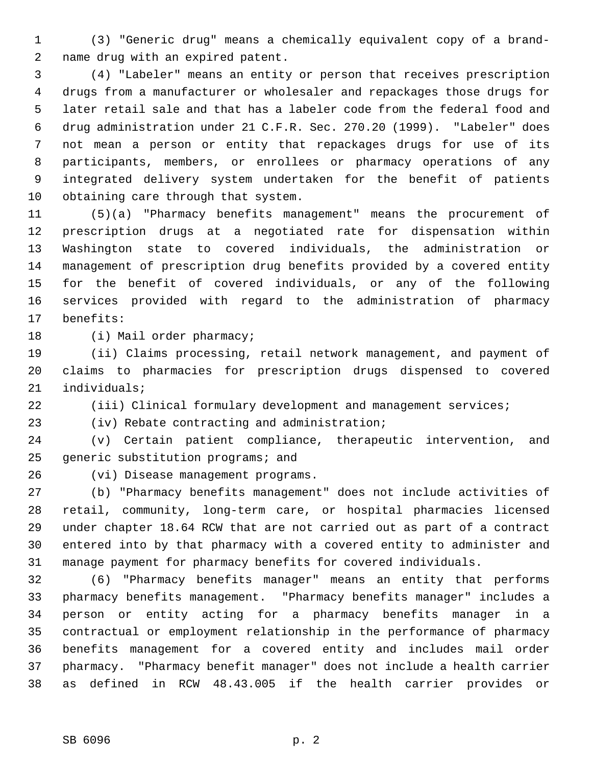(3) "Generic drug" means a chemically equivalent copy of a brand-name drug with an expired patent.

(4) "Labeler" means an entity or person that receives prescription drugs from a manufacturer or wholesaler and repackages those drugs for later retail sale and that has a labeler code from the federal food and drug administration under 21 C.F.R. Sec. 270.20 (1999). "Labeler" does not mean a person or entity that repackages drugs for use of its participants, members, or enrollees or pharmacy operations of any integrated delivery system undertaken for the benefit of patients obtaining care through that system.

(5)(a) "Pharmacy benefits management" means the procurement of prescription drugs at a negotiated rate for dispensation within Washington state to covered individuals, the administration or management of prescription drug benefits provided by a covered entity for the benefit of covered individuals, or any of the following services provided with regard to the administration of pharmacy benefits:

(i) Mail order pharmacy;

(ii) Claims processing, retail network management, and payment of claims to pharmacies for prescription drugs dispensed to covered individuals;

(iii) Clinical formulary development and management services;

(iv) Rebate contracting and administration;

(v) Certain patient compliance, therapeutic intervention, and generic substitution programs; and

(vi) Disease management programs.

(b) "Pharmacy benefits management" does not include activities of retail, community, long-term care, or hospital pharmacies licensed under chapter 18.64 RCW that are not carried out as part of a contract entered into by that pharmacy with a covered entity to administer and manage payment for pharmacy benefits for covered individuals.

(6) "Pharmacy benefits manager" means an entity that performs pharmacy benefits management. "Pharmacy benefits manager" includes a person or entity acting for a pharmacy benefits manager in a contractual or employment relationship in the performance of pharmacy benefits management for a covered entity and includes mail order pharmacy. "Pharmacy benefit manager" does not include a health carrier as defined in RCW 48.43.005 if the health carrier provides or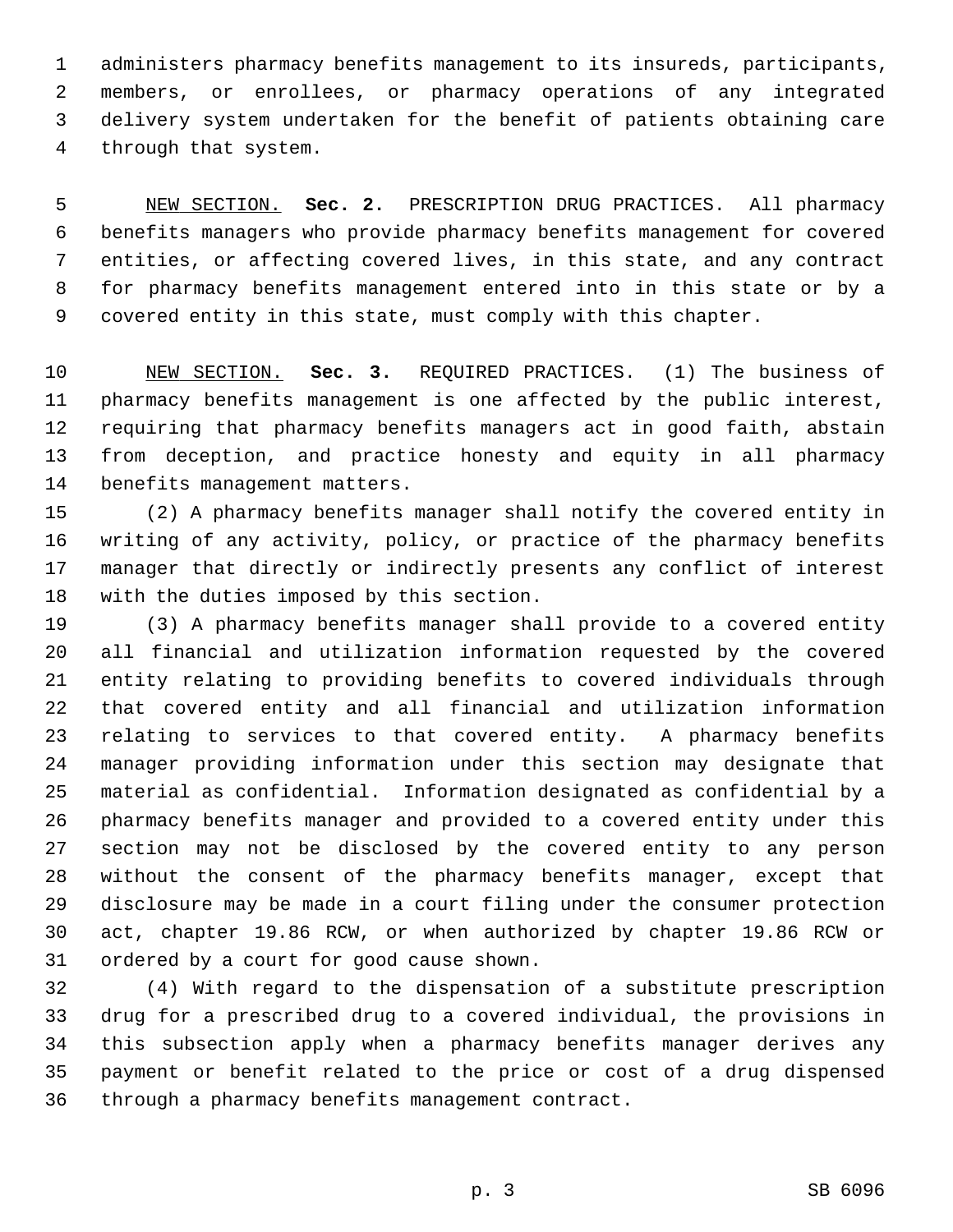administers pharmacy benefits management to its insureds, participants, members, or enrollees, or pharmacy operations of any integrated delivery system undertaken for the benefit of patients obtaining care through that system.

NEW SECTION. **Sec. 2.** PRESCRIPTION DRUG PRACTICES. All pharmacy benefits managers who provide pharmacy benefits management for covered entities, or affecting covered lives, in this state, and any contract for pharmacy benefits management entered into in this state or by a covered entity in this state, must comply with this chapter.

NEW SECTION. **Sec. 3.** REQUIRED PRACTICES. (1) The business of pharmacy benefits management is one affected by the public interest, requiring that pharmacy benefits managers act in good faith, abstain from deception, and practice honesty and equity in all pharmacy benefits management matters.

(2) A pharmacy benefits manager shall notify the covered entity in writing of any activity, policy, or practice of the pharmacy benefits manager that directly or indirectly presents any conflict of interest with the duties imposed by this section.

(3) A pharmacy benefits manager shall provide to a covered entity all financial and utilization information requested by the covered entity relating to providing benefits to covered individuals through that covered entity and all financial and utilization information relating to services to that covered entity. A pharmacy benefits manager providing information under this section may designate that material as confidential. Information designated as confidential by a pharmacy benefits manager and provided to a covered entity under this section may not be disclosed by the covered entity to any person without the consent of the pharmacy benefits manager, except that disclosure may be made in a court filing under the consumer protection act, chapter 19.86 RCW, or when authorized by chapter 19.86 RCW or ordered by a court for good cause shown.

(4) With regard to the dispensation of a substitute prescription drug for a prescribed drug to a covered individual, the provisions in this subsection apply when a pharmacy benefits manager derives any payment or benefit related to the price or cost of a drug dispensed through a pharmacy benefits management contract.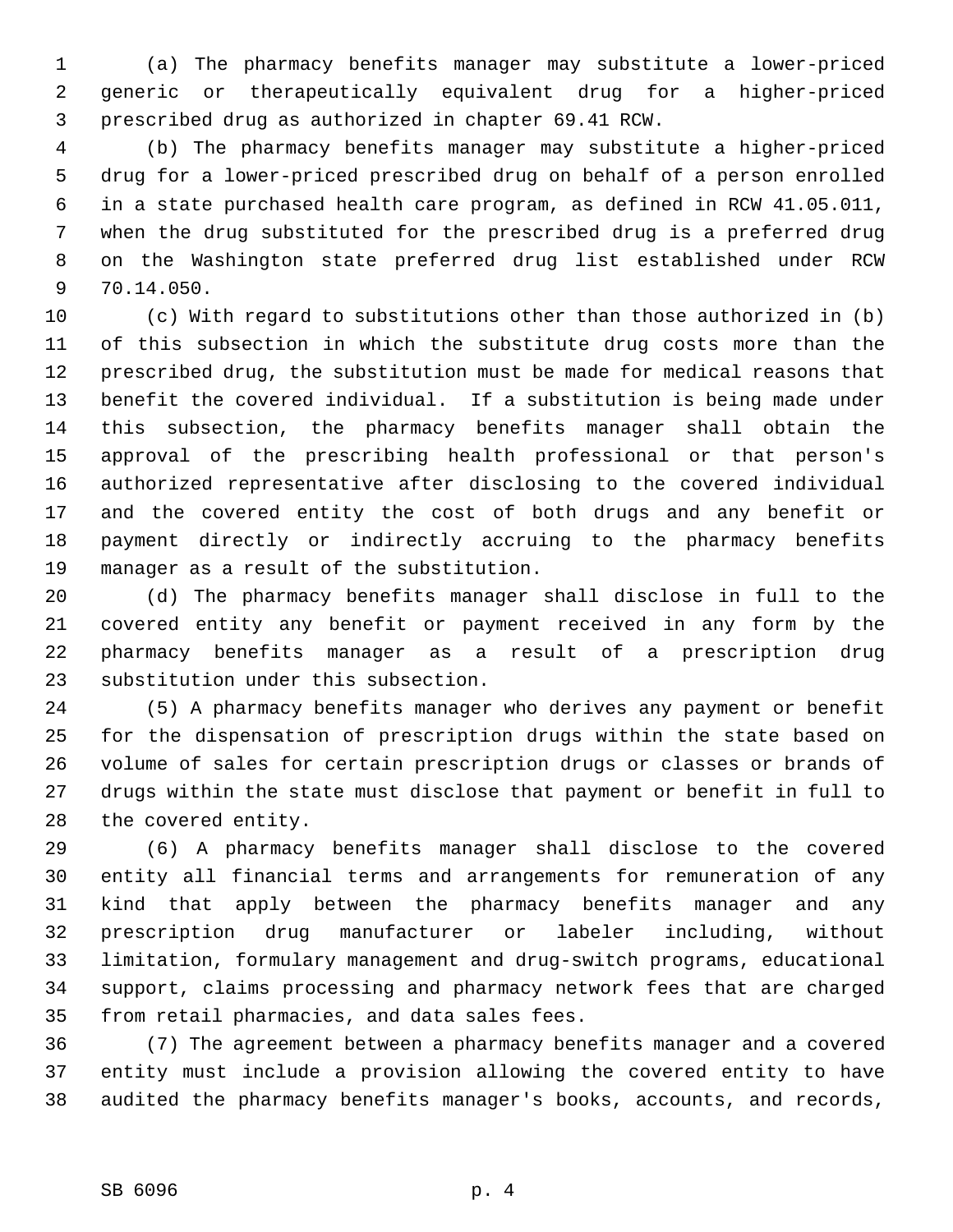(a) The pharmacy benefits manager may substitute a lower-priced generic or therapeutically equivalent drug for a higher-priced prescribed drug as authorized in chapter 69.41 RCW.

(b) The pharmacy benefits manager may substitute a higher-priced drug for a lower-priced prescribed drug on behalf of a person enrolled in a state purchased health care program, as defined in RCW 41.05.011, when the drug substituted for the prescribed drug is a preferred drug on the Washington state preferred drug list established under RCW 70.14.050.

(c) With regard to substitutions other than those authorized in (b) of this subsection in which the substitute drug costs more than the prescribed drug, the substitution must be made for medical reasons that benefit the covered individual. If a substitution is being made under this subsection, the pharmacy benefits manager shall obtain the approval of the prescribing health professional or that person's authorized representative after disclosing to the covered individual and the covered entity the cost of both drugs and any benefit or payment directly or indirectly accruing to the pharmacy benefits manager as a result of the substitution.

(d) The pharmacy benefits manager shall disclose in full to the covered entity any benefit or payment received in any form by the pharmacy benefits manager as a result of a prescription drug substitution under this subsection.

(5) A pharmacy benefits manager who derives any payment or benefit for the dispensation of prescription drugs within the state based on volume of sales for certain prescription drugs or classes or brands of drugs within the state must disclose that payment or benefit in full to the covered entity.

(6) A pharmacy benefits manager shall disclose to the covered entity all financial terms and arrangements for remuneration of any kind that apply between the pharmacy benefits manager and any prescription drug manufacturer or labeler including, without limitation, formulary management and drug-switch programs, educational support, claims processing and pharmacy network fees that are charged from retail pharmacies, and data sales fees.

(7) The agreement between a pharmacy benefits manager and a covered entity must include a provision allowing the covered entity to have audited the pharmacy benefits manager's books, accounts, and records,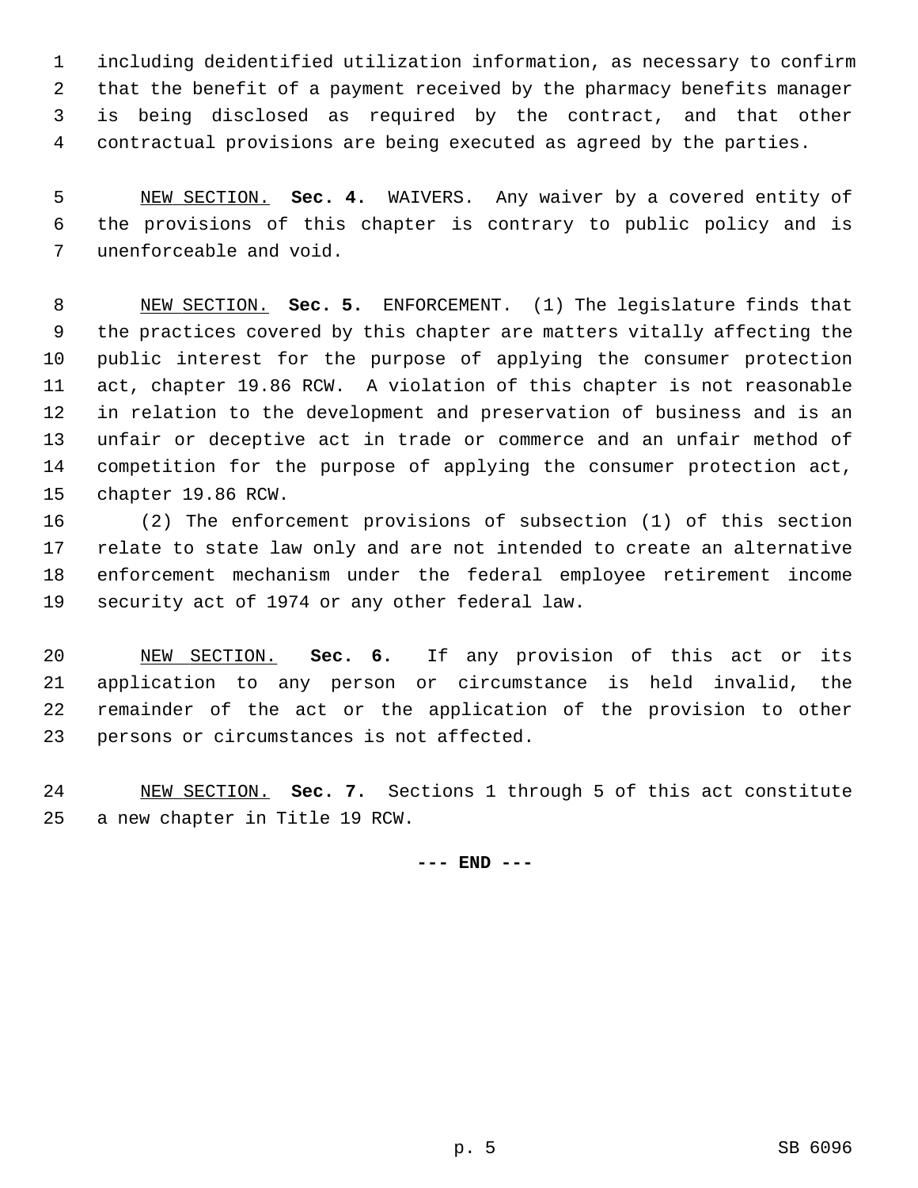including deidentified utilization information, as necessary to confirm that the benefit of a payment received by the pharmacy benefits manager is being disclosed as required by the contract, and that other contractual provisions are being executed as agreed by the parties.

NEW SECTION. **Sec. 4.** WAIVERS. Any waiver by a covered entity of the provisions of this chapter is contrary to public policy and is unenforceable and void.

NEW SECTION. **Sec. 5.** ENFORCEMENT. (1) The legislature finds that the practices covered by this chapter are matters vitally affecting the public interest for the purpose of applying the consumer protection act, chapter 19.86 RCW. A violation of this chapter is not reasonable in relation to the development and preservation of business and is an unfair or deceptive act in trade or commerce and an unfair method of competition for the purpose of applying the consumer protection act, chapter 19.86 RCW.

(2) The enforcement provisions of subsection (1) of this section relate to state law only and are not intended to create an alternative enforcement mechanism under the federal employee retirement income security act of 1974 or any other federal law.

NEW SECTION. **Sec. 6.** If any provision of this act or its application to any person or circumstance is held invalid, the remainder of the act or the application of the provision to other persons or circumstances is not affected.

NEW SECTION. **Sec. 7.** Sections 1 through 5 of this act constitute a new chapter in Title 19 RCW.

**--- END ---**